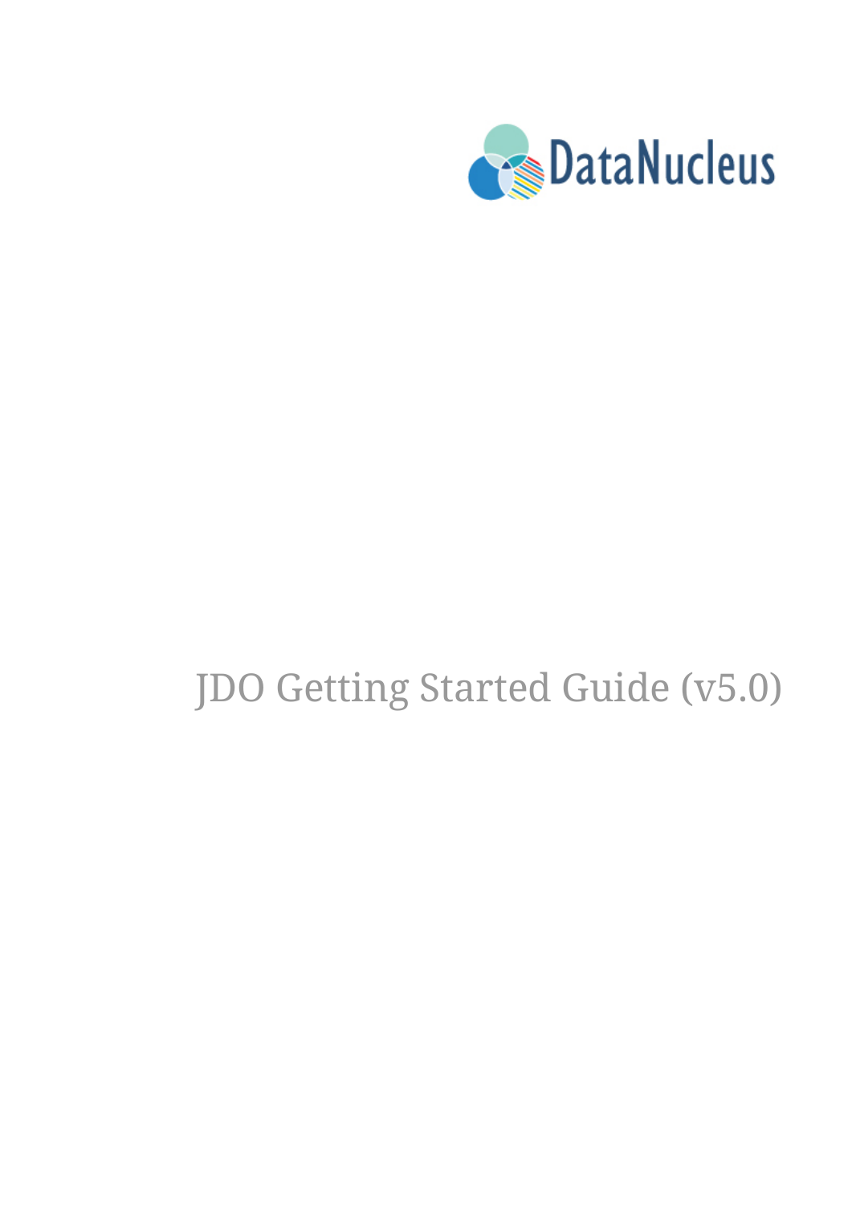DataNucleus

# JDO Getting Started Guide (v5.0)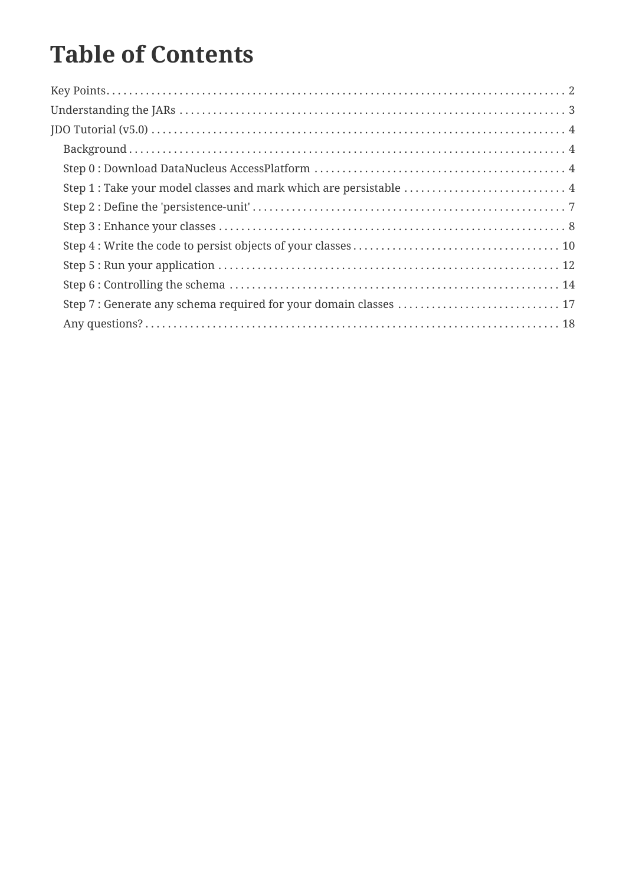# Table of Contents

- Key Points . . . 2
- Understanding the JARs . . . 3
- JDO Tutorial (v5.0) . . . 4
  - Background . . . 4
  - Step 0 : Download DataNucleus AccessPlatform . . . 4
  - Step 1 : Take your model classes and mark which are persistable . . . 4
  - Step 2 : Define the 'persistence-unit' . . . 7
  - Step 3 : Enhance your classes . . . 8
  - Step 4 : Write the code to persist objects of your classes . . . 10
  - Step 5 : Run your application . . . 12
  - Step 6 : Controlling the schema . . . 14
  - Step 7 : Generate any schema required for your domain classes . . . 17
  - Any questions? . . . 18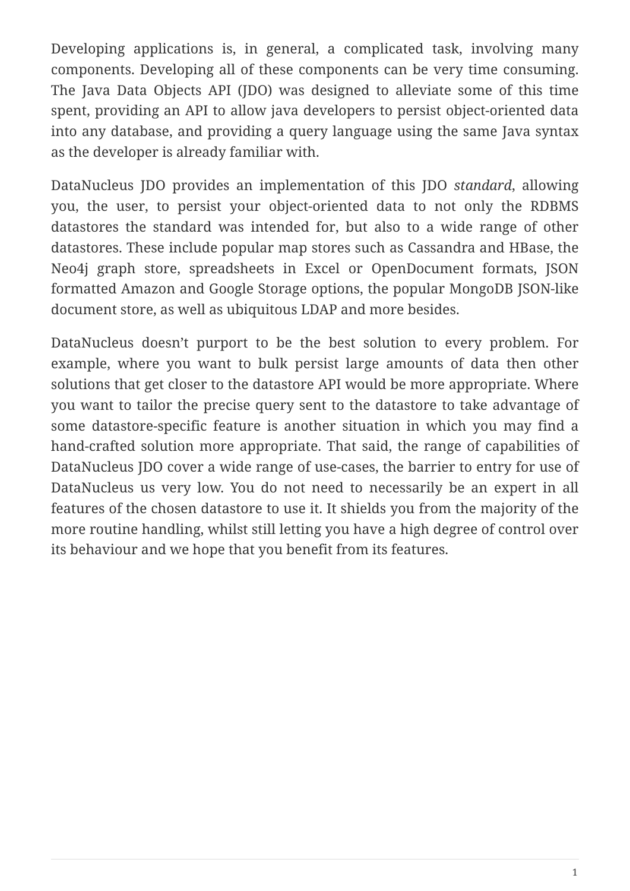Developing applications is, in general, a complicated task, involving many components. Developing all of these components can be very time consuming. The Java Data Objects API (JDO) was designed to alleviate some of this time spent, providing an API to allow java developers to persist object-oriented data into any database, and providing a query language using the same Java syntax as the developer is already familiar with.

DataNucleus JDO provides an implementation of this JDO *standard*, allowing you, the user, to persist your object-oriented data to not only the RDBMS datastores the standard was intended for, but also to a wide range of other datastores. These include popular map stores such as Cassandra and HBase, the Neo4j graph store, spreadsheets in Excel or OpenDocument formats, JSON formatted Amazon and Google Storage options, the popular MongoDB JSON-like document store, as well as ubiquitous LDAP and more besides.

DataNucleus doesn't purport to be the best solution to every problem. For example, where you want to bulk persist large amounts of data then other solutions that get closer to the datastore API would be more appropriate. Where you want to tailor the precise query sent to the datastore to take advantage of some datastore-specific feature is another situation in which you may find a hand-crafted solution more appropriate. That said, the range of capabilities of DataNucleus JDO cover a wide range of use-cases, the barrier to entry for use of DataNucleus us very low. You do not need to necessarily be an expert in all features of the chosen datastore to use it. It shields you from the majority of the more routine handling, whilst still letting you have a high degree of control over its behaviour and we hope that you benefit from its features.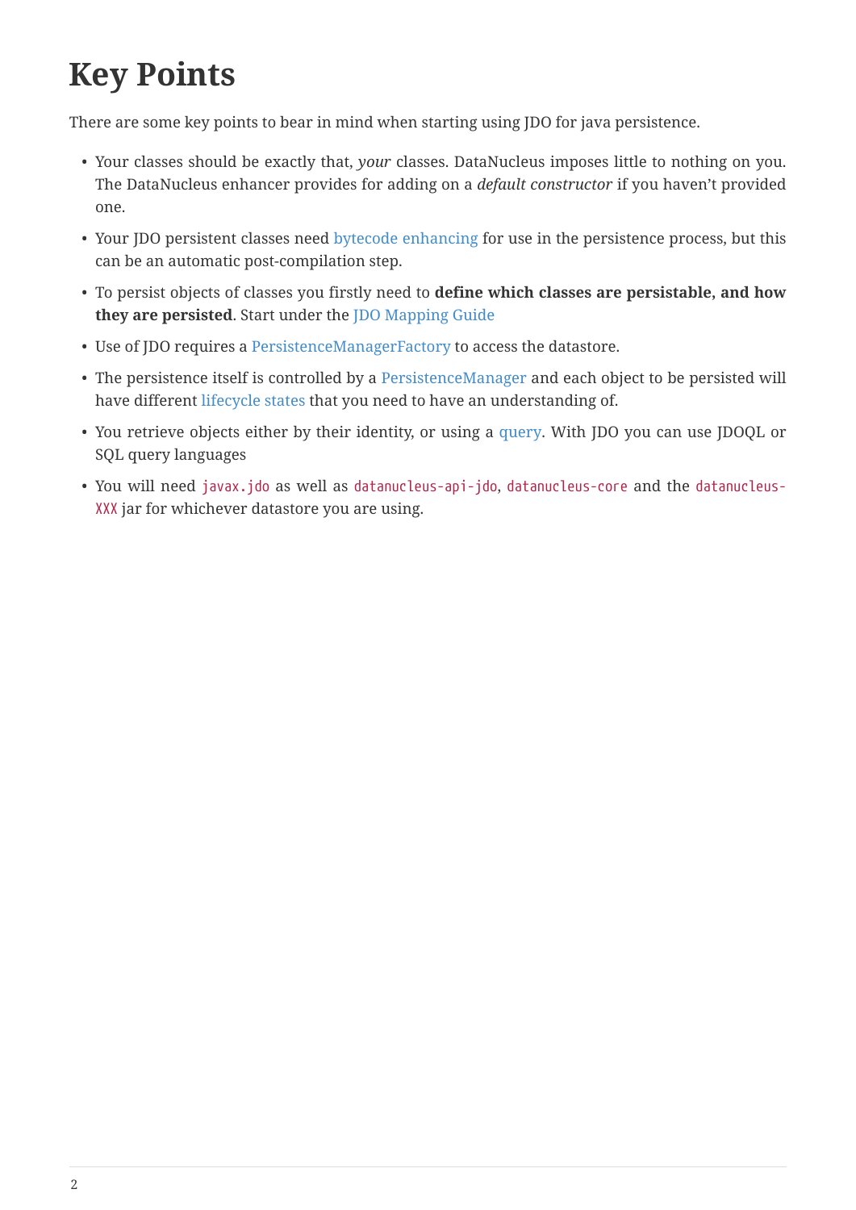# Key Points

There are some key points to bear in mind when starting using JDO for java persistence.

- Your classes should be exactly that, *your* classes. DataNucleus imposes little to nothing on you. The DataNucleus enhancer provides for adding on a *default constructor* if you haven't provided one.
- Your JDO persistent classes need bytecode enhancing for use in the persistence process, but this can be an automatic post-compilation step.
- To persist objects of classes you firstly need to **define which classes are persistable, and how they are persisted**. Start under the JDO Mapping Guide
- Use of JDO requires a PersistenceManagerFactory to access the datastore.
- The persistence itself is controlled by a PersistenceManager and each object to be persisted will have different lifecycle states that you need to have an understanding of.
- You retrieve objects either by their identity, or using a query. With JDO you can use JDOQL or SQL query languages
- You will need `javax.jdo` as well as `datanucleus-api-jdo`, `datanucleus-core` and the `datanucleus-XXX` jar for whichever datastore you are using.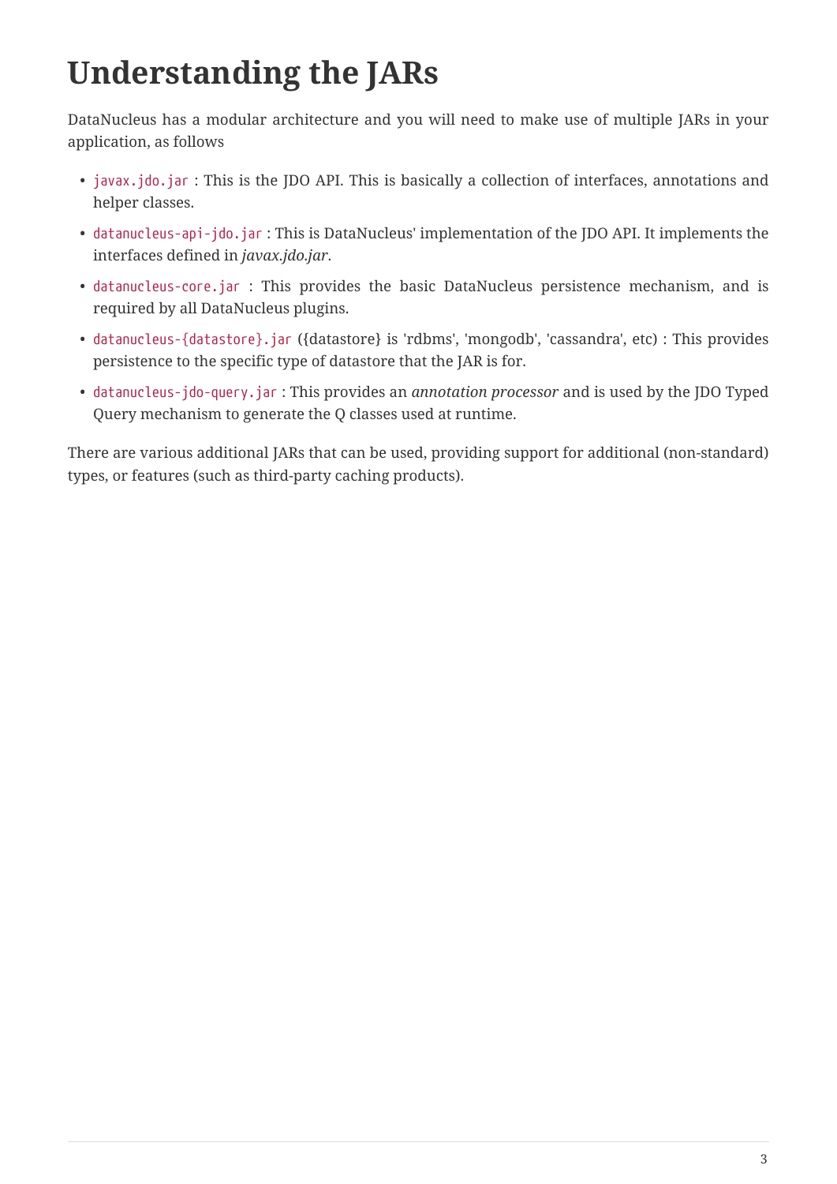# Understanding the JARs

DataNucleus has a modular architecture and you will need to make use of multiple JARs in your application, as follows

- `javax.jdo.jar` : This is the JDO API. This is basically a collection of interfaces, annotations and helper classes.
- `datanucleus-api-jdo.jar` : This is DataNucleus' implementation of the JDO API. It implements the interfaces defined in *javax.jdo.jar*.
- `datanucleus-core.jar` : This provides the basic DataNucleus persistence mechanism, and is required by all DataNucleus plugins.
- `datanucleus-{datastore}.jar` ({datastore} is 'rdbms', 'mongodb', 'cassandra', etc) : This provides persistence to the specific type of datastore that the JAR is for.
- `datanucleus-jdo-query.jar` : This provides an *annotation processor* and is used by the JDO Typed Query mechanism to generate the Q classes used at runtime.

There are various additional JARs that can be used, providing support for additional (non-standard) types, or features (such as third-party caching products).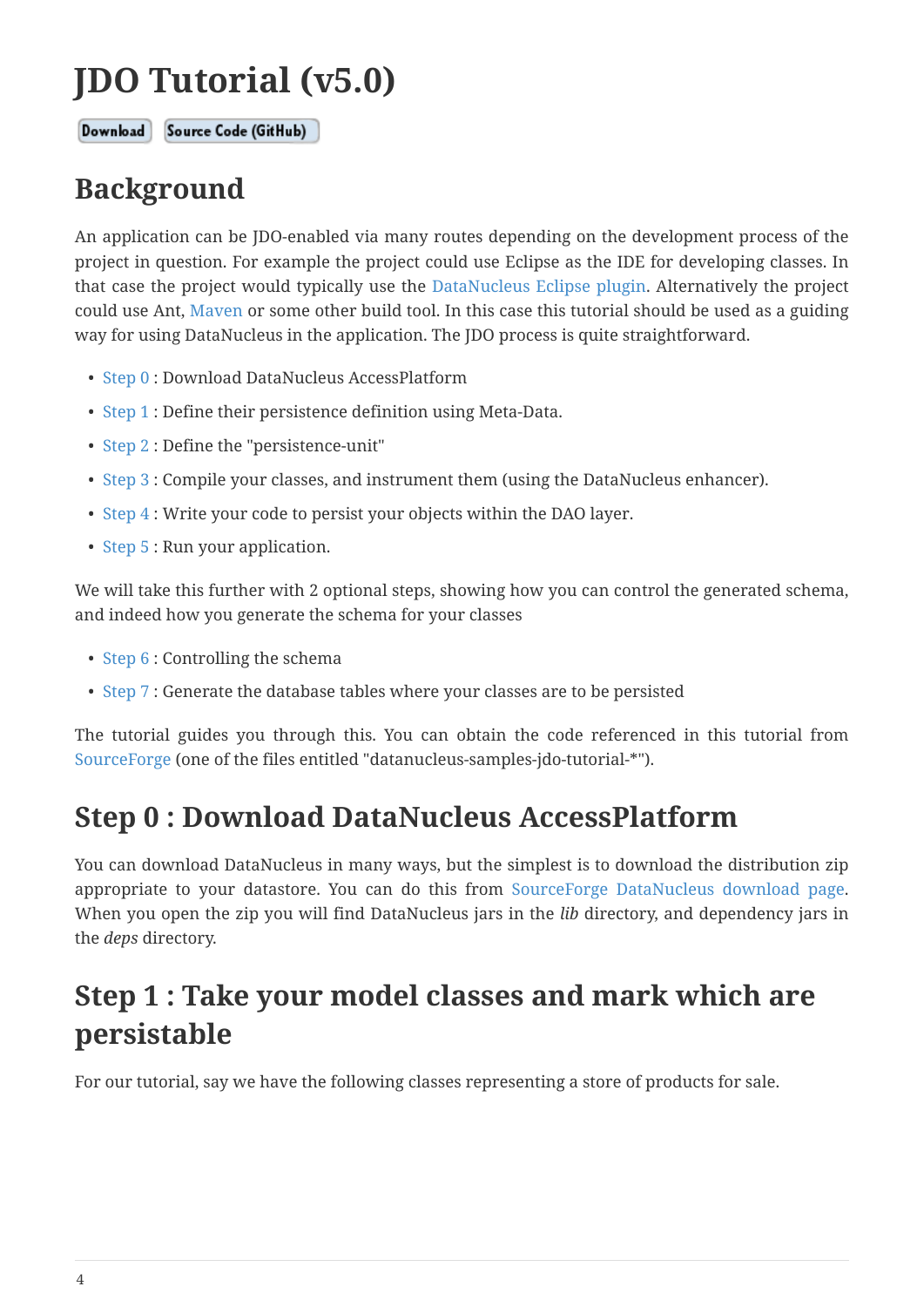# JDO Tutorial (v5.0)

Download Source Code (GitHub)

## Background

An application can be JDO-enabled via many routes depending on the development process of the project in question. For example the project could use Eclipse as the IDE for developing classes. In that case the project would typically use the DataNucleus Eclipse plugin. Alternatively the project could use Ant, Maven or some other build tool. In this case this tutorial should be used as a guiding way for using DataNucleus in the application. The JDO process is quite straightforward.

- Step 0 : Download DataNucleus AccessPlatform
- Step 1 : Define their persistence definition using Meta-Data.
- Step 2 : Define the "persistence-unit"
- Step 3 : Compile your classes, and instrument them (using the DataNucleus enhancer).
- Step 4 : Write your code to persist your objects within the DAO layer.
- Step 5 : Run your application.

We will take this further with 2 optional steps, showing how you can control the generated schema, and indeed how you generate the schema for your classes

- Step 6 : Controlling the schema
- Step 7 : Generate the database tables where your classes are to be persisted

The tutorial guides you through this. You can obtain the code referenced in this tutorial from SourceForge (one of the files entitled "datanucleus-samples-jdo-tutorial-*").

## Step 0 : Download DataNucleus AccessPlatform

You can download DataNucleus in many ways, but the simplest is to download the distribution zip appropriate to your datastore. You can do this from SourceForge DataNucleus download page. When you open the zip you will find DataNucleus jars in the *lib* directory, and dependency jars in the *deps* directory.

## Step 1 : Take your model classes and mark which are persistable

For our tutorial, say we have the following classes representing a store of products for sale.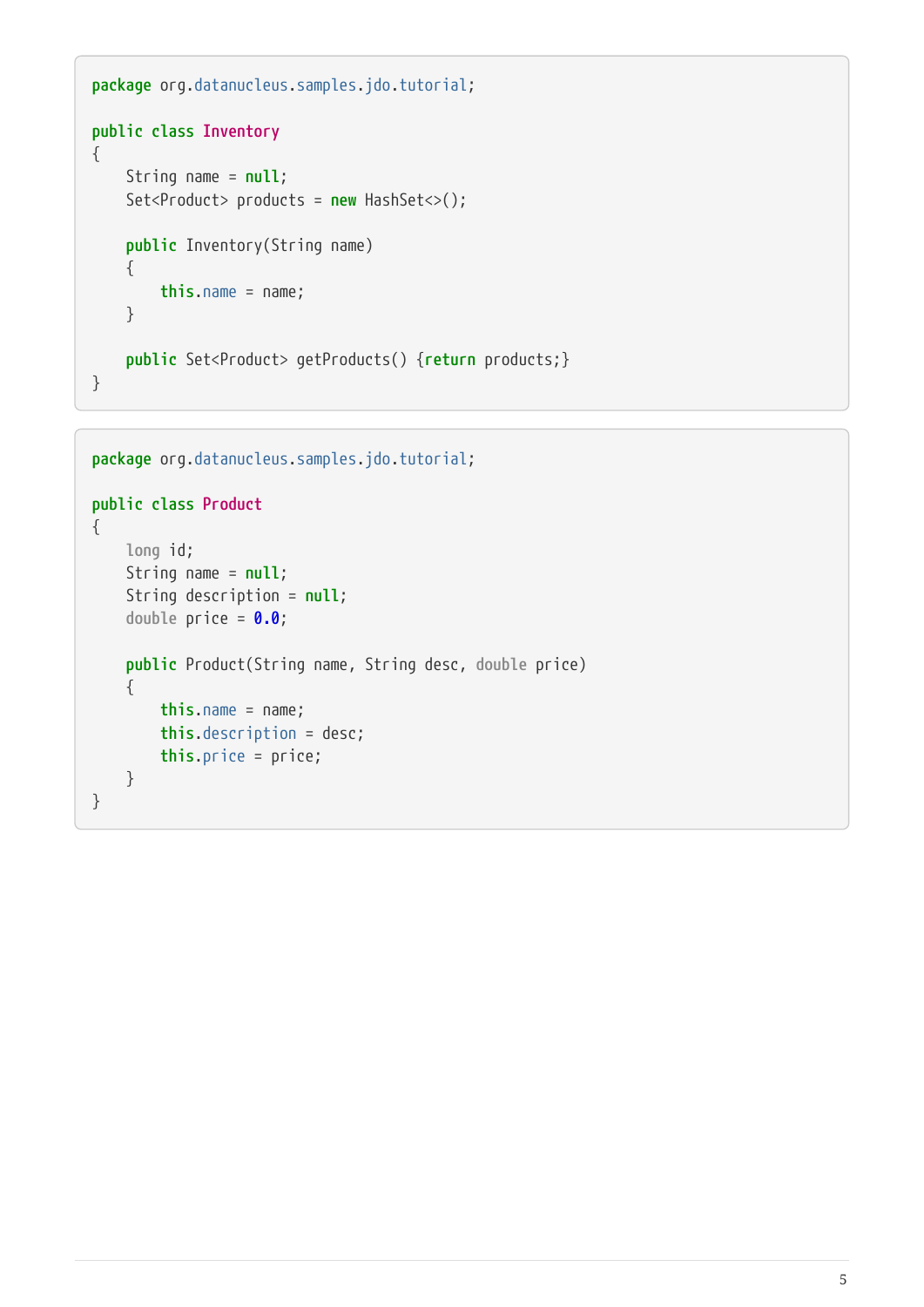```java
package org.datanucleus.samples.jdo.tutorial;

public class Inventory
{
    String name = null;
    Set<Product> products = new HashSet<>();

    public Inventory(String name)
    {
        this.name = name;
    }

    public Set<Product> getProducts() {return products;}
}
```

```java
package org.datanucleus.samples.jdo.tutorial;

public class Product
{
    long id;
    String name = null;
    String description = null;
    double price = 0.0;

    public Product(String name, String desc, double price)
    {
        this.name = name;
        this.description = desc;
        this.price = price;
    }
}
```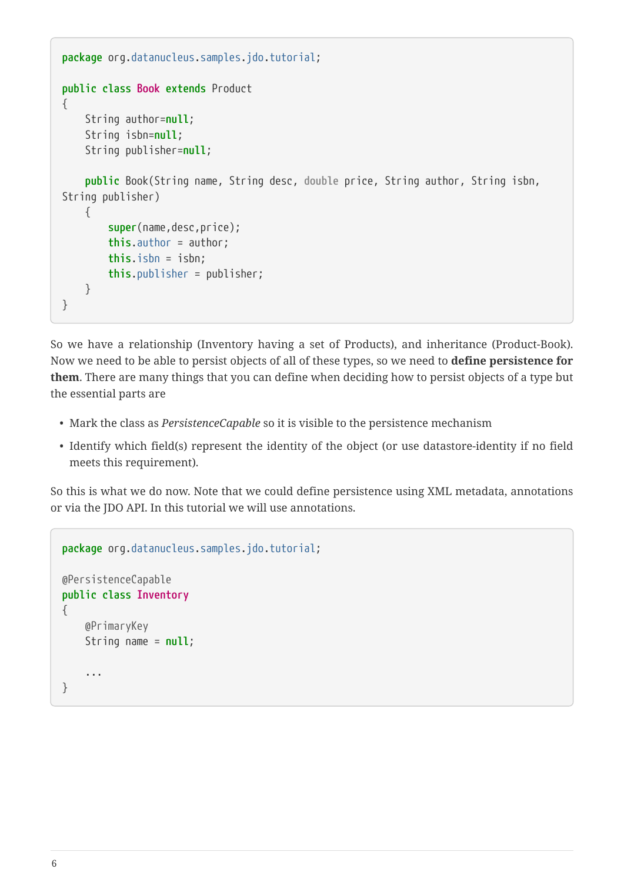```java
package org.datanucleus.samples.jdo.tutorial;

public class Book extends Product
{
    String author=null;
    String isbn=null;
    String publisher=null;

    public Book(String name, String desc, double price, String author, String isbn,
String publisher)
    {
        super(name,desc,price);
        this.author = author;
        this.isbn = isbn;
        this.publisher = publisher;
    }
}
```

So we have a relationship (Inventory having a set of Products), and inheritance (Product-Book). Now we need to be able to persist objects of all of these types, so we need to **define persistence for them**. There are many things that you can define when deciding how to persist objects of a type but the essential parts are

- Mark the class as *PersistenceCapable* so it is visible to the persistence mechanism
- Identify which field(s) represent the identity of the object (or use datastore-identity if no field meets this requirement).

So this is what we do now. Note that we could define persistence using XML metadata, annotations or via the JDO API. In this tutorial we will use annotations.

```java
package org.datanucleus.samples.jdo.tutorial;

@PersistenceCapable
public class Inventory
{
    @PrimaryKey
    String name = null;

    ...
}
```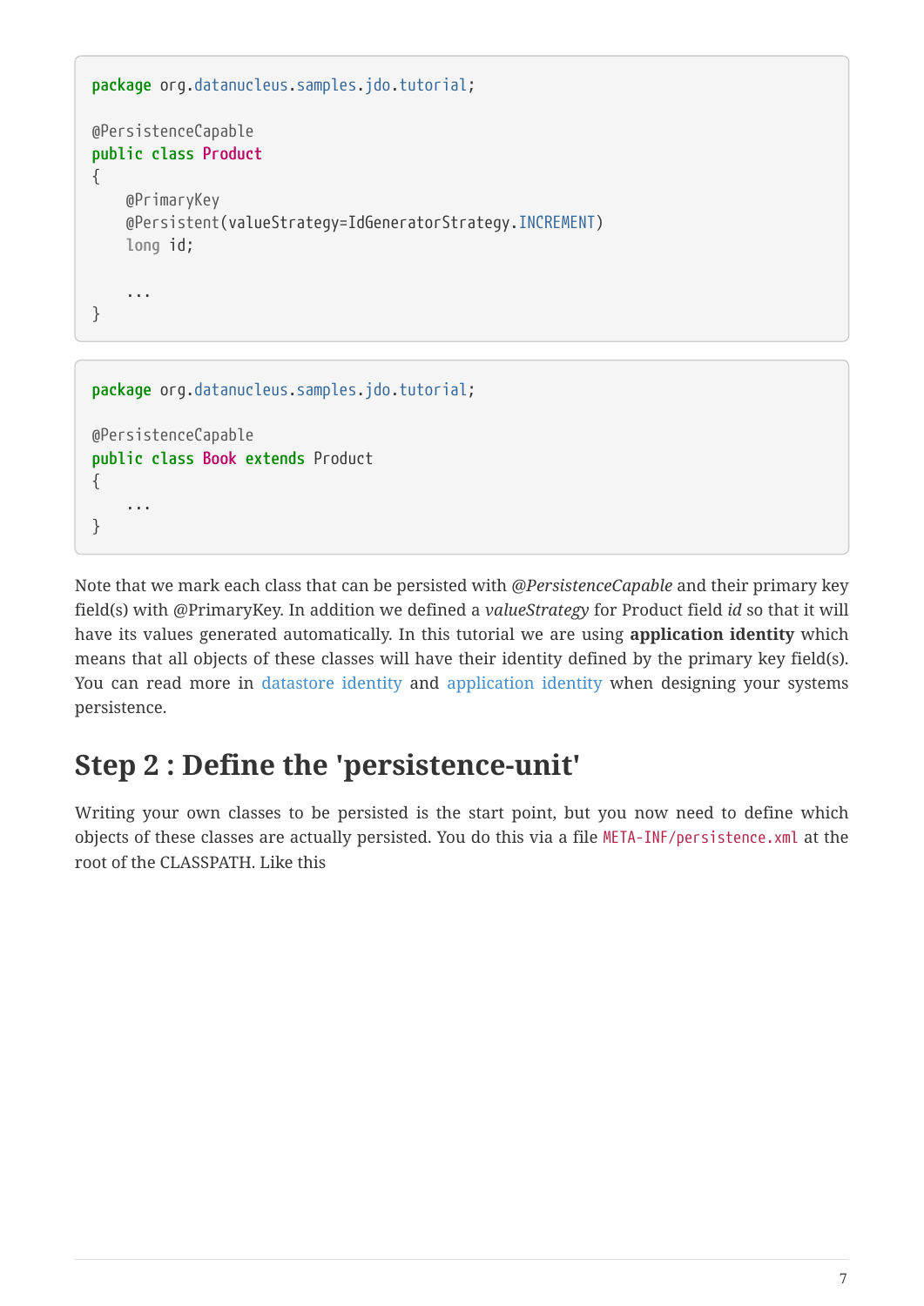```java
package org.datanucleus.samples.jdo.tutorial;

@PersistenceCapable
public class Product
{
    @PrimaryKey
    @Persistent(valueStrategy=IdGeneratorStrategy.INCREMENT)
    long id;

    ...
}
```

```java
package org.datanucleus.samples.jdo.tutorial;

@PersistenceCapable
public class Book extends Product
{
    ...
}
```

Note that we mark each class that can be persisted with *@PersistenceCapable* and their primary key field(s) with @PrimaryKey. In addition we defined a *valueStrategy* for Product field *id* so that it will have its values generated automatically. In this tutorial we are using **application identity** which means that all objects of these classes will have their identity defined by the primary key field(s). You can read more in datastore identity and application identity when designing your systems persistence.

## Step 2 : Define the 'persistence-unit'

Writing your own classes to be persisted is the start point, but you now need to define which objects of these classes are actually persisted. You do this via a file `META-INF/persistence.xml` at the root of the CLASSPATH. Like this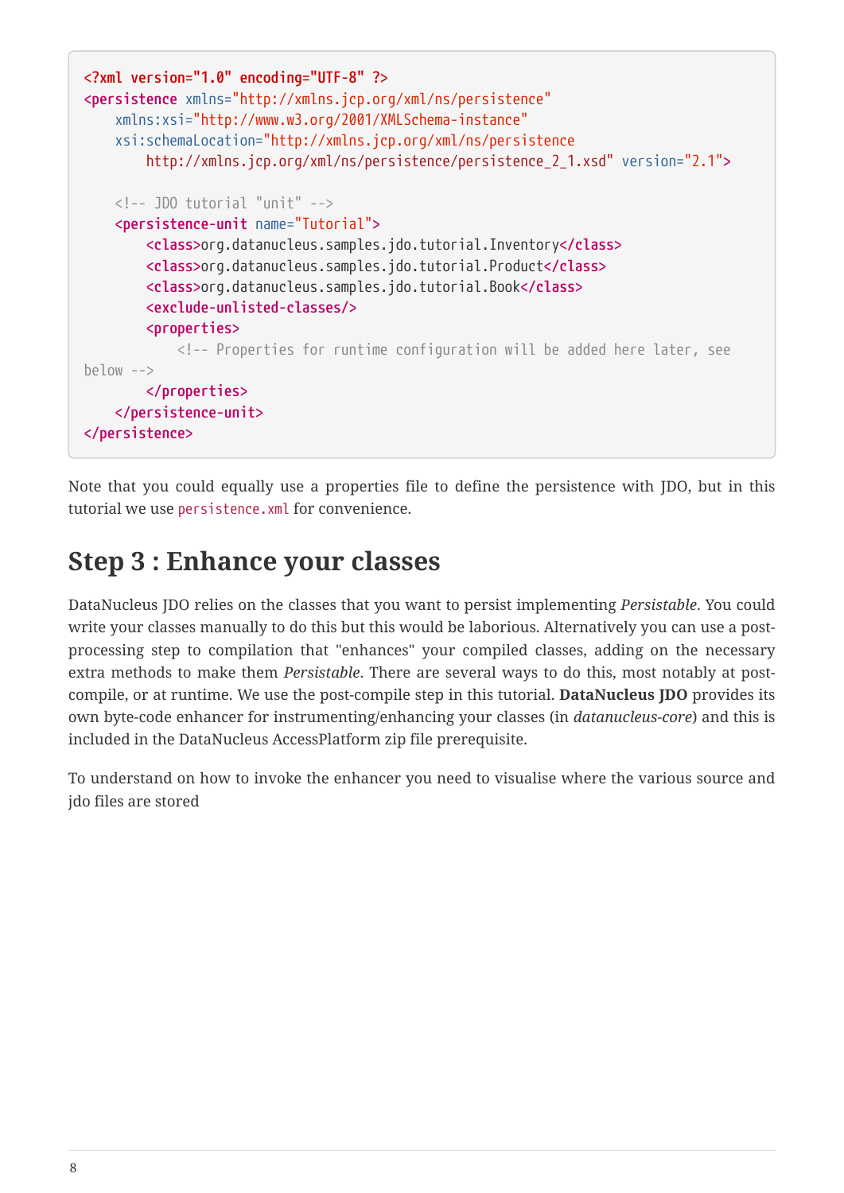```xml
<?xml version="1.0" encoding="UTF-8" ?>
<persistence xmlns="http://xmlns.jcp.org/xml/ns/persistence"
    xmlns:xsi="http://www.w3.org/2001/XMLSchema-instance"
    xsi:schemaLocation="http://xmlns.jcp.org/xml/ns/persistence
        http://xmlns.jcp.org/xml/ns/persistence/persistence_2_1.xsd" version="2.1">

    <!-- JDO tutorial "unit" -->
    <persistence-unit name="Tutorial">
        <class>org.datanucleus.samples.jdo.tutorial.Inventory</class>
        <class>org.datanucleus.samples.jdo.tutorial.Product</class>
        <class>org.datanucleus.samples.jdo.tutorial.Book</class>
        <exclude-unlisted-classes/>
        <properties>
            <!-- Properties for runtime configuration will be added here later, see
below -->
        </properties>
    </persistence-unit>
</persistence>
```

Note that you could equally use a properties file to define the persistence with JDO, but in this tutorial we use `persistence.xml` for convenience.

## Step 3 : Enhance your classes

DataNucleus JDO relies on the classes that you want to persist implementing *Persistable*. You could write your classes manually to do this but this would be laborious. Alternatively you can use a post-processing step to compilation that "enhances" your compiled classes, adding on the necessary extra methods to make them *Persistable*. There are several ways to do this, most notably at post-compile, or at runtime. We use the post-compile step in this tutorial. **DataNucleus JDO** provides its own byte-code enhancer for instrumenting/enhancing your classes (in *datanucleus-core*) and this is included in the DataNucleus AccessPlatform zip file prerequisite.

To understand on how to invoke the enhancer you need to visualise where the various source and jdo files are stored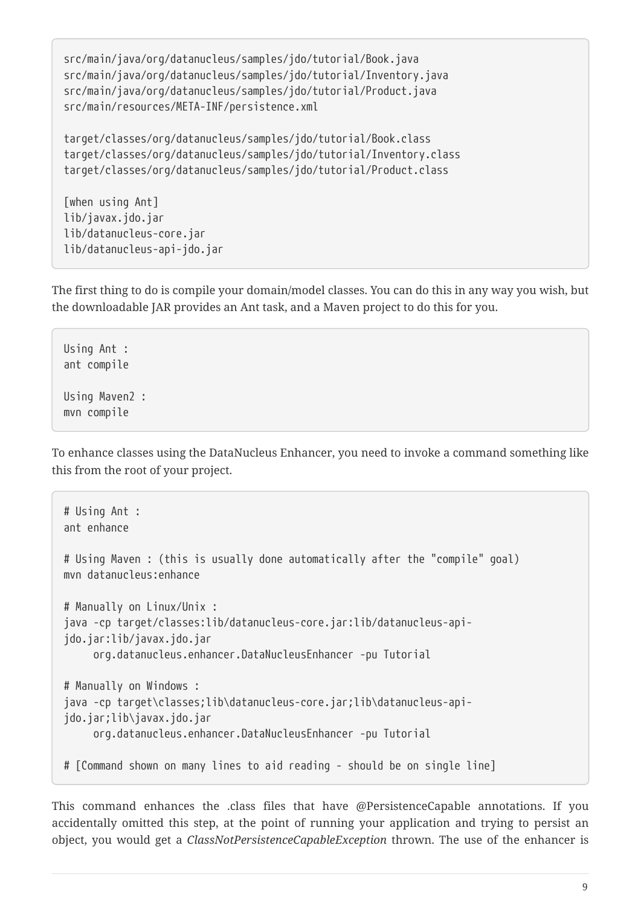```
src/main/java/org/datanucleus/samples/jdo/tutorial/Book.java
src/main/java/org/datanucleus/samples/jdo/tutorial/Inventory.java
src/main/java/org/datanucleus/samples/jdo/tutorial/Product.java
src/main/resources/META-INF/persistence.xml

target/classes/org/datanucleus/samples/jdo/tutorial/Book.class
target/classes/org/datanucleus/samples/jdo/tutorial/Inventory.class
target/classes/org/datanucleus/samples/jdo/tutorial/Product.class

[when using Ant]
lib/javax.jdo.jar
lib/datanucleus-core.jar
lib/datanucleus-api-jdo.jar
```

The first thing to do is compile your domain/model classes. You can do this in any way you wish, but the downloadable JAR provides an Ant task, and a Maven project to do this for you.

```
Using Ant :
ant compile

Using Maven2 :
mvn compile
```

To enhance classes using the DataNucleus Enhancer, you need to invoke a command something like this from the root of your project.

```
# Using Ant :
ant enhance

# Using Maven : (this is usually done automatically after the "compile" goal)
mvn datanucleus:enhance

# Manually on Linux/Unix :
java -cp target/classes:lib/datanucleus-core.jar:lib/datanucleus-api-
jdo.jar:lib/javax.jdo.jar
     org.datanucleus.enhancer.DataNucleusEnhancer -pu Tutorial

# Manually on Windows :
java -cp target\classes;lib\datanucleus-core.jar;lib\datanucleus-api-
jdo.jar;lib\javax.jdo.jar
     org.datanucleus.enhancer.DataNucleusEnhancer -pu Tutorial

# [Command shown on many lines to aid reading - should be on single line]
```

This command enhances the .class files that have @PersistenceCapable annotations. If you accidentally omitted this step, at the point of running your application and trying to persist an object, you would get a *ClassNotPersistenceCapableException* thrown. The use of the enhancer is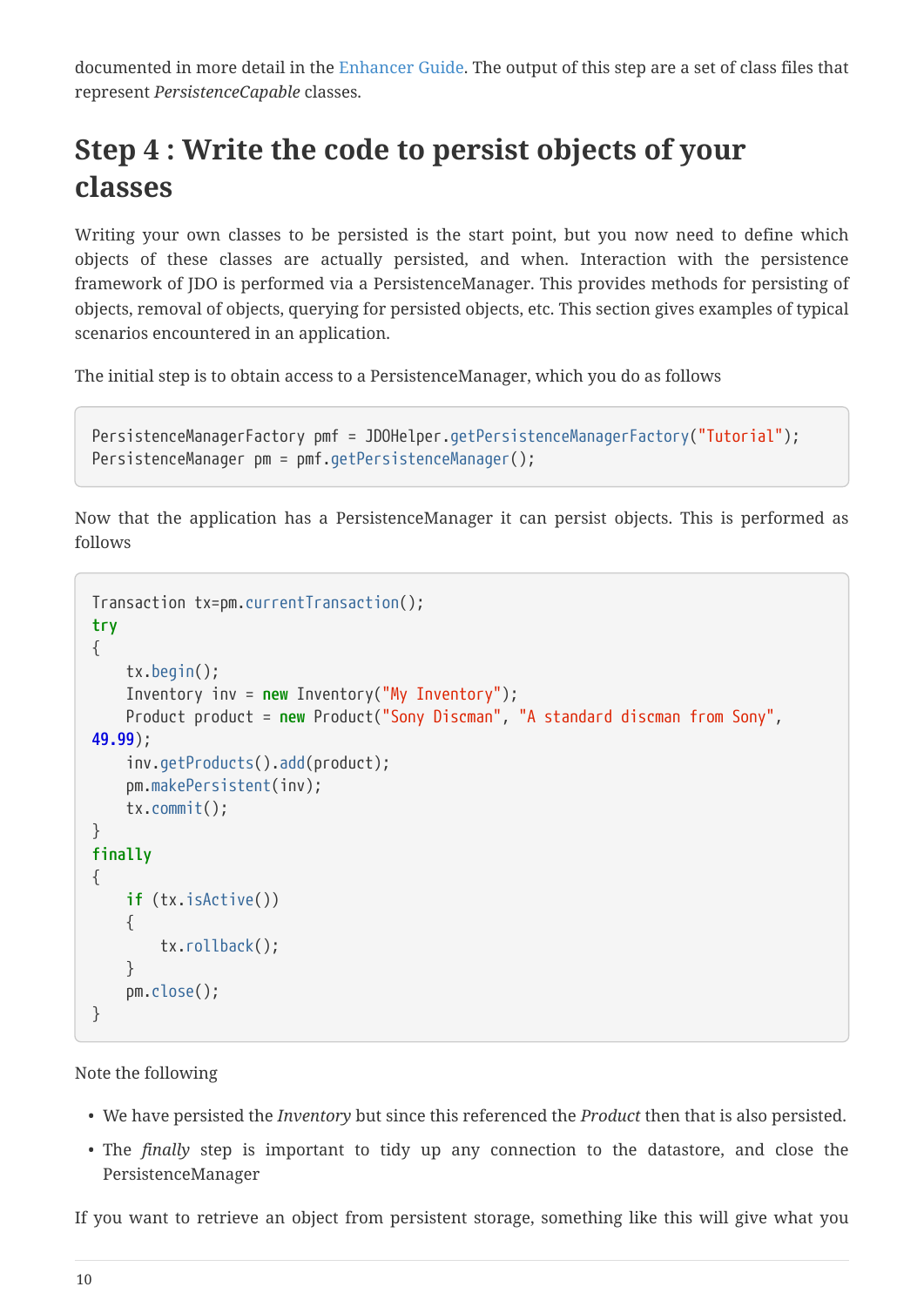documented in more detail in the Enhancer Guide. The output of this step are a set of class files that represent *PersistenceCapable* classes.

## Step 4 : Write the code to persist objects of your classes

Writing your own classes to be persisted is the start point, but you now need to define which objects of these classes are actually persisted, and when. Interaction with the persistence framework of JDO is performed via a PersistenceManager. This provides methods for persisting of objects, removal of objects, querying for persisted objects, etc. This section gives examples of typical scenarios encountered in an application.

The initial step is to obtain access to a PersistenceManager, which you do as follows

```
PersistenceManagerFactory pmf = JDOHelper.getPersistenceManagerFactory("Tutorial");
PersistenceManager pm = pmf.getPersistenceManager();
```

Now that the application has a PersistenceManager it can persist objects. This is performed as follows

```
Transaction tx=pm.currentTransaction();
try
{
    tx.begin();
    Inventory inv = new Inventory("My Inventory");
    Product product = new Product("Sony Discman", "A standard discman from Sony",
49.99);
    inv.getProducts().add(product);
    pm.makePersistent(inv);
    tx.commit();
}
finally
{
    if (tx.isActive())
    {
        tx.rollback();
    }
    pm.close();
}
```

Note the following

- We have persisted the *Inventory* but since this referenced the *Product* then that is also persisted.
- The *finally* step is important to tidy up any connection to the datastore, and close the PersistenceManager

If you want to retrieve an object from persistent storage, something like this will give what you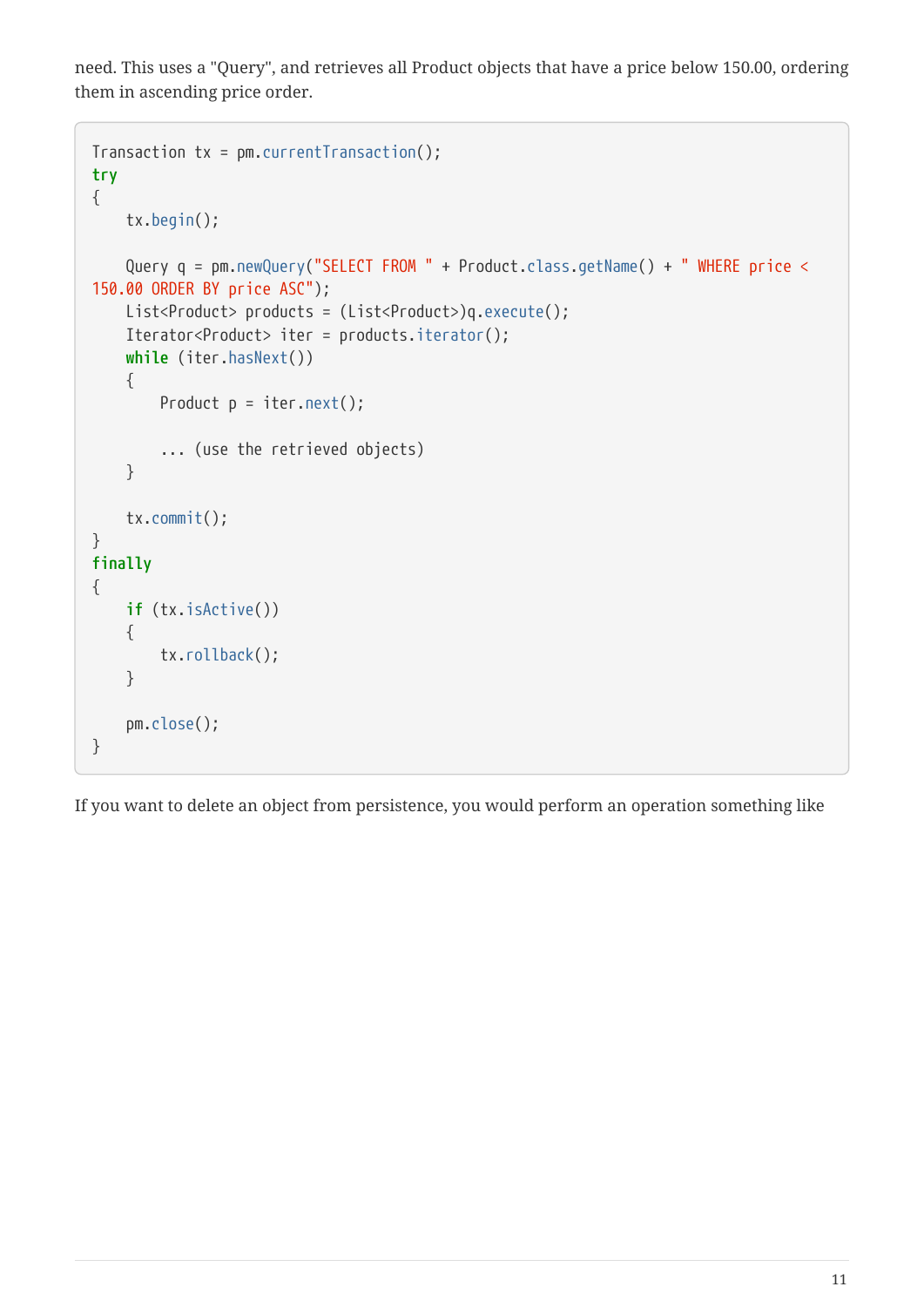need. This uses a "Query", and retrieves all Product objects that have a price below 150.00, ordering them in ascending price order.

```
Transaction tx = pm.currentTransaction();
try
{
    tx.begin();

    Query q = pm.newQuery("SELECT FROM " + Product.class.getName() + " WHERE price < 150.00 ORDER BY price ASC");
    List<Product> products = (List<Product>)q.execute();
    Iterator<Product> iter = products.iterator();
    while (iter.hasNext())
    {
        Product p = iter.next();

        ... (use the retrieved objects)
    }

    tx.commit();
}
finally
{
    if (tx.isActive())
    {
        tx.rollback();
    }

    pm.close();
}
```

If you want to delete an object from persistence, you would perform an operation something like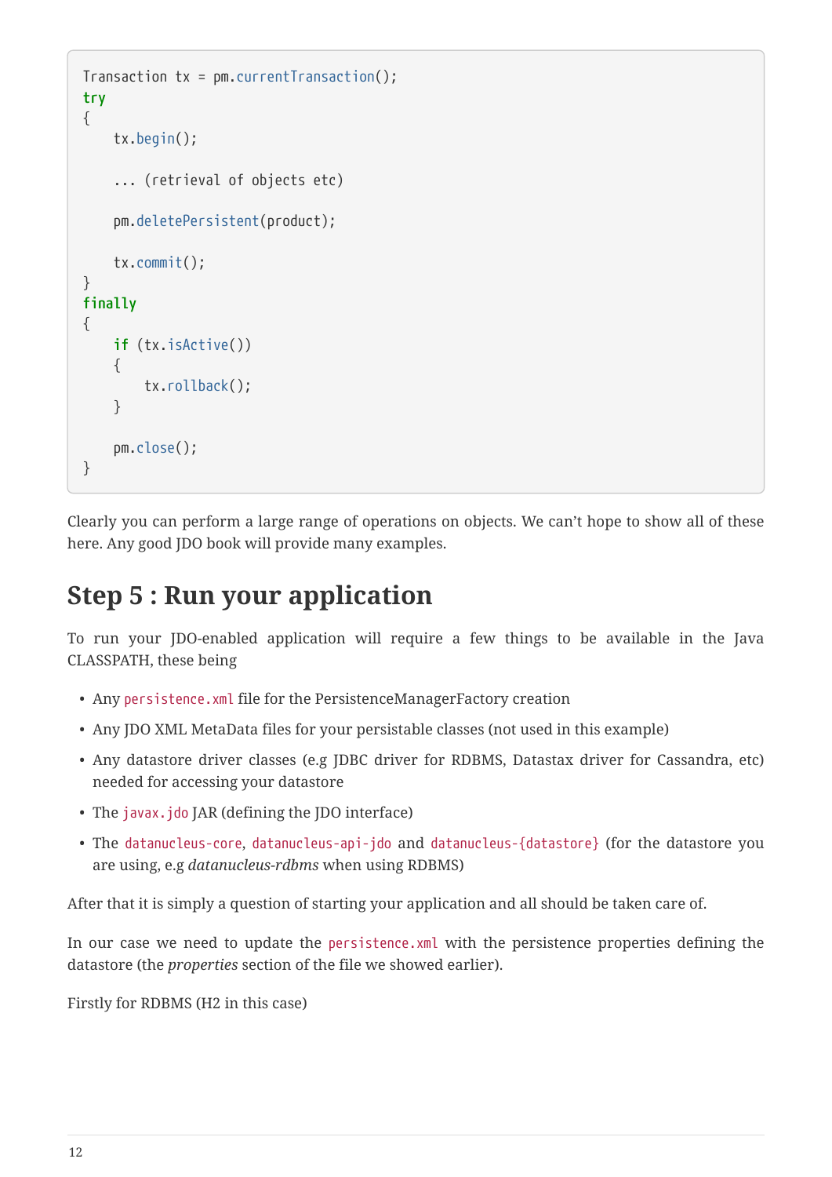```
Transaction tx = pm.currentTransaction();
try
{
    tx.begin();

    ... (retrieval of objects etc)

    pm.deletePersistent(product);

    tx.commit();
}
finally
{
    if (tx.isActive())
    {
        tx.rollback();
    }

    pm.close();
}
```

Clearly you can perform a large range of operations on objects. We can't hope to show all of these here. Any good JDO book will provide many examples.

## Step 5 : Run your application

To run your JDO-enabled application will require a few things to be available in the Java CLASSPATH, these being

- Any `persistence.xml` file for the PersistenceManagerFactory creation
- Any JDO XML MetaData files for your persistable classes (not used in this example)
- Any datastore driver classes (e.g JDBC driver for RDBMS, Datastax driver for Cassandra, etc) needed for accessing your datastore
- The `javax.jdo` JAR (defining the JDO interface)
- The `datanucleus-core`, `datanucleus-api-jdo` and `datanucleus-{datastore}` (for the datastore you are using, e.g *datanucleus-rdbms* when using RDBMS)

After that it is simply a question of starting your application and all should be taken care of.

In our case we need to update the `persistence.xml` with the persistence properties defining the datastore (the *properties* section of the file we showed earlier).

Firstly for RDBMS (H2 in this case)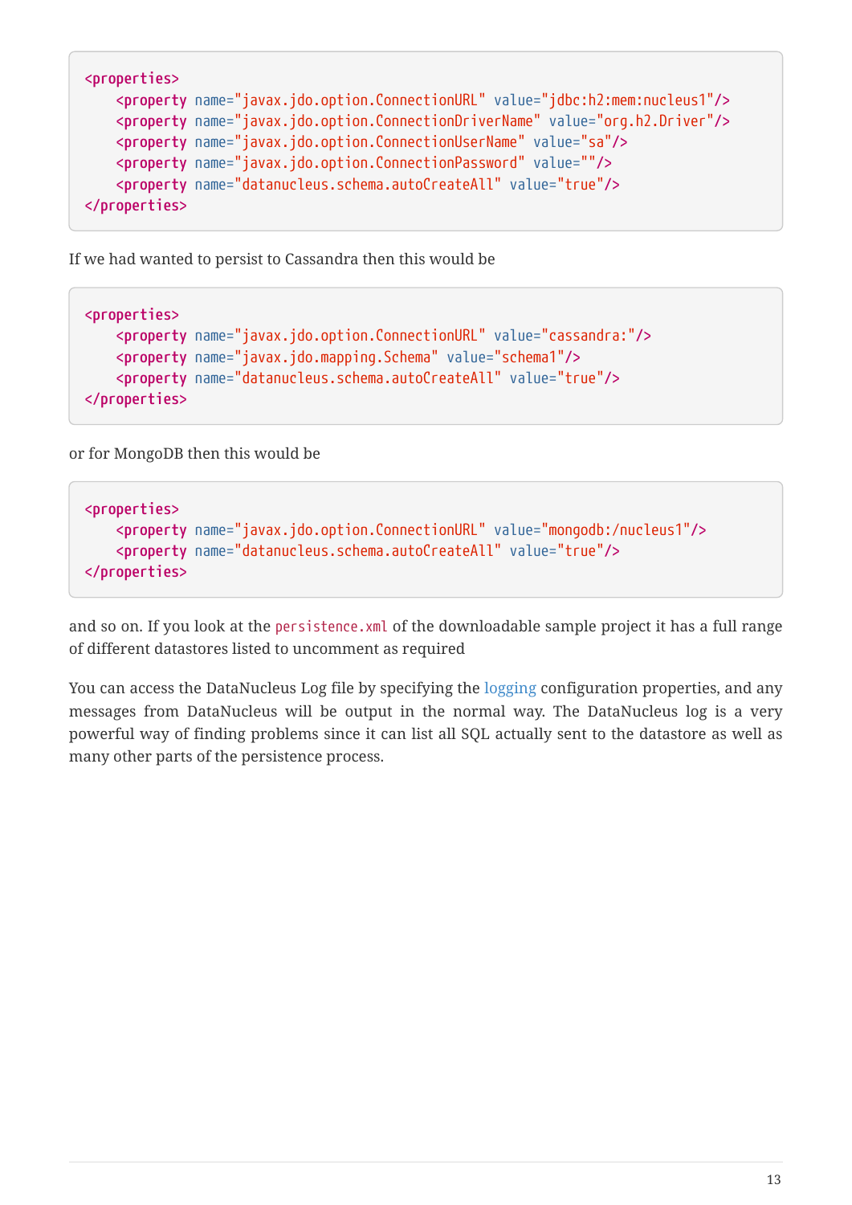```
<properties>
    <property name="javax.jdo.option.ConnectionURL" value="jdbc:h2:mem:nucleus1"/>
    <property name="javax.jdo.option.ConnectionDriverName" value="org.h2.Driver"/>
    <property name="javax.jdo.option.ConnectionUserName" value="sa"/>
    <property name="javax.jdo.option.ConnectionPassword" value=""/>
    <property name="datanucleus.schema.autoCreateAll" value="true"/>
</properties>
```

If we had wanted to persist to Cassandra then this would be

```
<properties>
    <property name="javax.jdo.option.ConnectionURL" value="cassandra:"/>
    <property name="javax.jdo.mapping.Schema" value="schema1"/>
    <property name="datanucleus.schema.autoCreateAll" value="true"/>
</properties>
```

or for MongoDB then this would be

```
<properties>
    <property name="javax.jdo.option.ConnectionURL" value="mongodb:/nucleus1"/>
    <property name="datanucleus.schema.autoCreateAll" value="true"/>
</properties>
```

and so on. If you look at the `persistence.xml` of the downloadable sample project it has a full range of different datastores listed to uncomment as required

You can access the DataNucleus Log file by specifying the logging configuration properties, and any messages from DataNucleus will be output in the normal way. The DataNucleus log is a very powerful way of finding problems since it can list all SQL actually sent to the datastore as well as many other parts of the persistence process.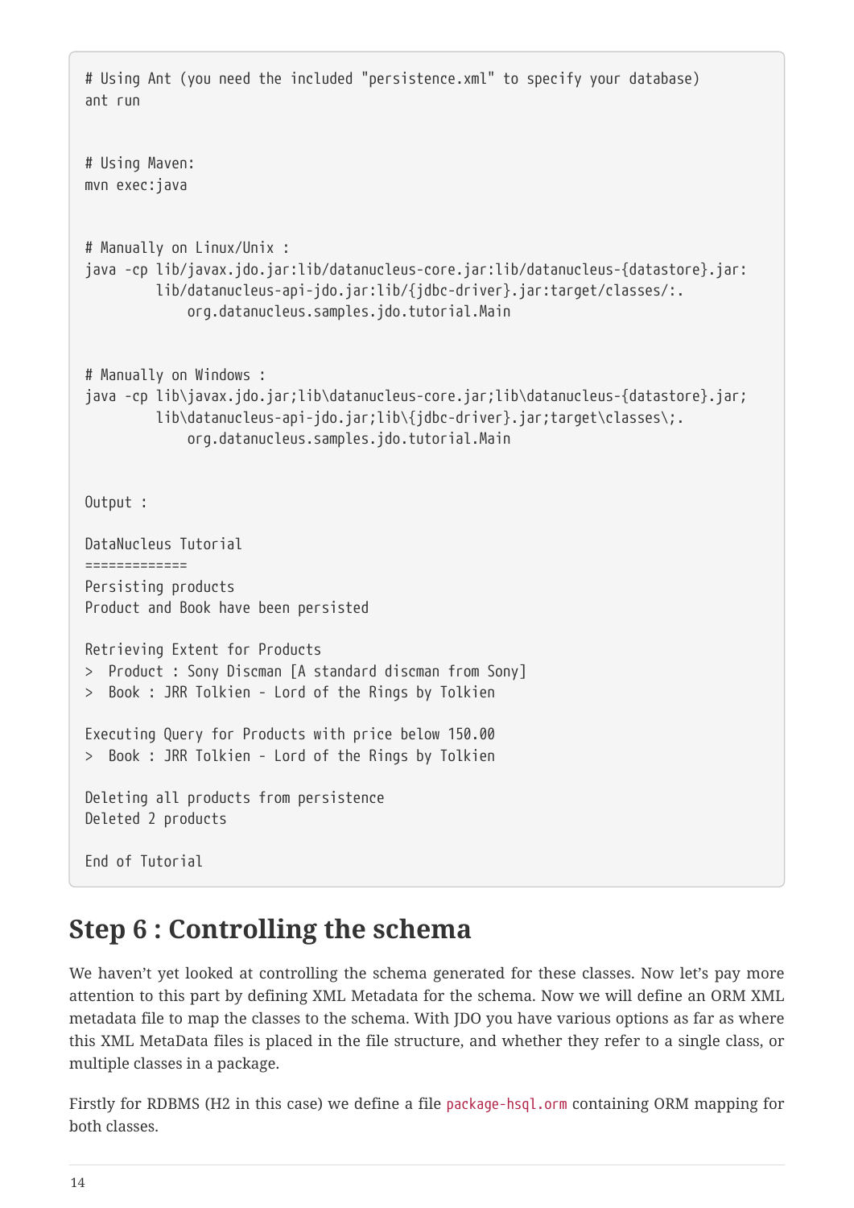```
# Using Ant (you need the included "persistence.xml" to specify your database)
ant run


# Using Maven:
mvn exec:java


# Manually on Linux/Unix :
java -cp lib/javax.jdo.jar:lib/datanucleus-core.jar:lib/datanucleus-{datastore}.jar:
         lib/datanucleus-api-jdo.jar:lib/{jdbc-driver}.jar:target/classes/:.
             org.datanucleus.samples.jdo.tutorial.Main


# Manually on Windows :
java -cp lib\javax.jdo.jar;lib\datanucleus-core.jar;lib\datanucleus-{datastore}.jar;
         lib\datanucleus-api-jdo.jar;lib\{jdbc-driver}.jar;target\classes\;.
             org.datanucleus.samples.jdo.tutorial.Main


Output :

DataNucleus Tutorial
=============
Persisting products
Product and Book have been persisted

Retrieving Extent for Products
>  Product : Sony Discman [A standard discman from Sony]
>  Book : JRR Tolkien - Lord of the Rings by Tolkien

Executing Query for Products with price below 150.00
>  Book : JRR Tolkien - Lord of the Rings by Tolkien

Deleting all products from persistence
Deleted 2 products

End of Tutorial
```

## Step 6 : Controlling the schema

We haven't yet looked at controlling the schema generated for these classes. Now let's pay more attention to this part by defining XML Metadata for the schema. Now we will define an ORM XML metadata file to map the classes to the schema. With JDO you have various options as far as where this XML MetaData files is placed in the file structure, and whether they refer to a single class, or multiple classes in a package.

Firstly for RDBMS (H2 in this case) we define a file `package-hsql.orm` containing ORM mapping for both classes.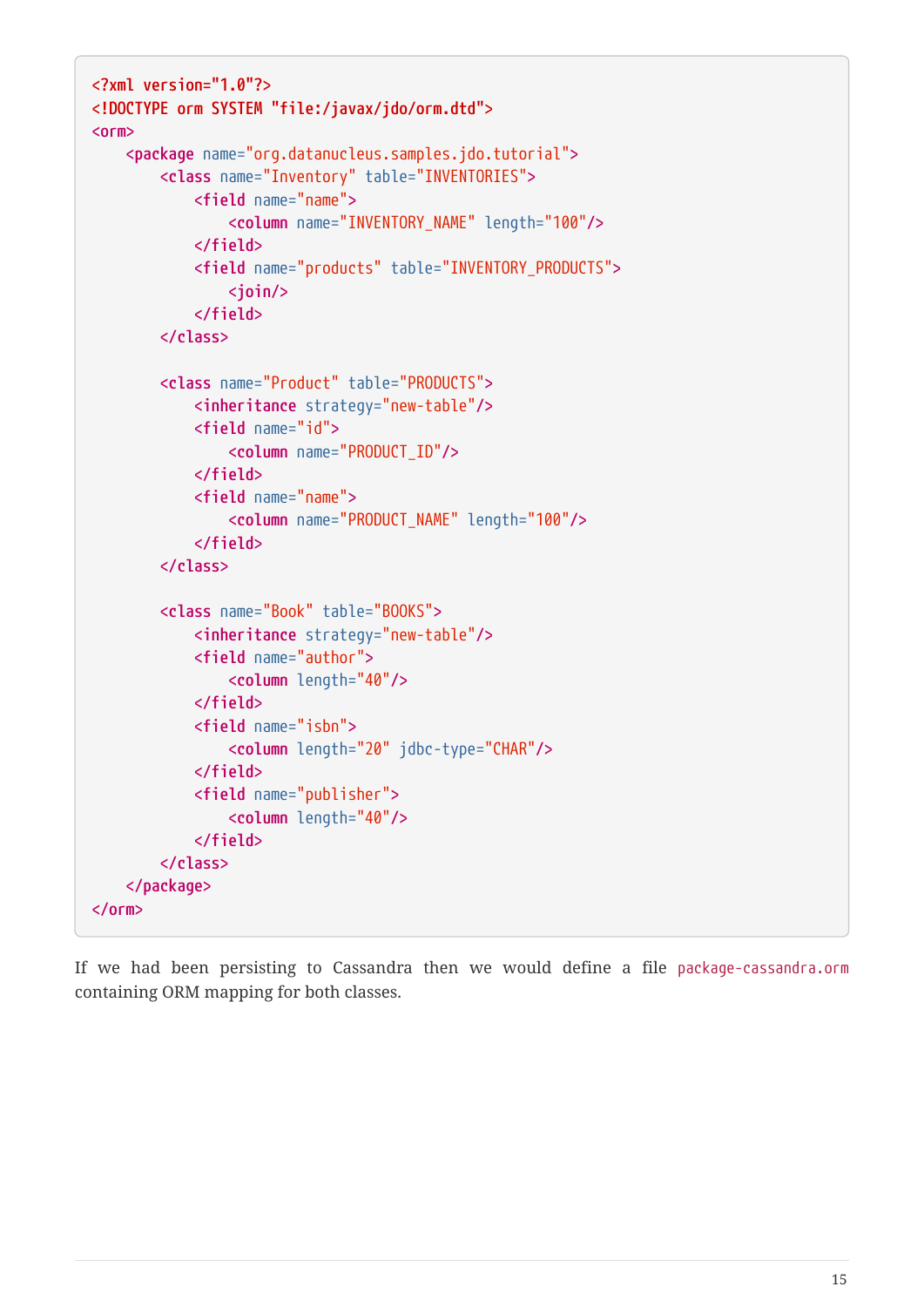```xml
<?xml version="1.0"?>
<!DOCTYPE orm SYSTEM "file:/javax/jdo/orm.dtd">
<orm>
    <package name="org.datanucleus.samples.jdo.tutorial">
        <class name="Inventory" table="INVENTORIES">
            <field name="name">
                <column name="INVENTORY_NAME" length="100"/>
            </field>
            <field name="products" table="INVENTORY_PRODUCTS">
                <join/>
            </field>
        </class>

        <class name="Product" table="PRODUCTS">
            <inheritance strategy="new-table"/>
            <field name="id">
                <column name="PRODUCT_ID"/>
            </field>
            <field name="name">
                <column name="PRODUCT_NAME" length="100"/>
            </field>
        </class>

        <class name="Book" table="BOOKS">
            <inheritance strategy="new-table"/>
            <field name="author">
                <column length="40"/>
            </field>
            <field name="isbn">
                <column length="20" jdbc-type="CHAR"/>
            </field>
            <field name="publisher">
                <column length="40"/>
            </field>
        </class>
    </package>
</orm>
```

If we had been persisting to Cassandra then we would define a file `package-cassandra.orm` containing ORM mapping for both classes.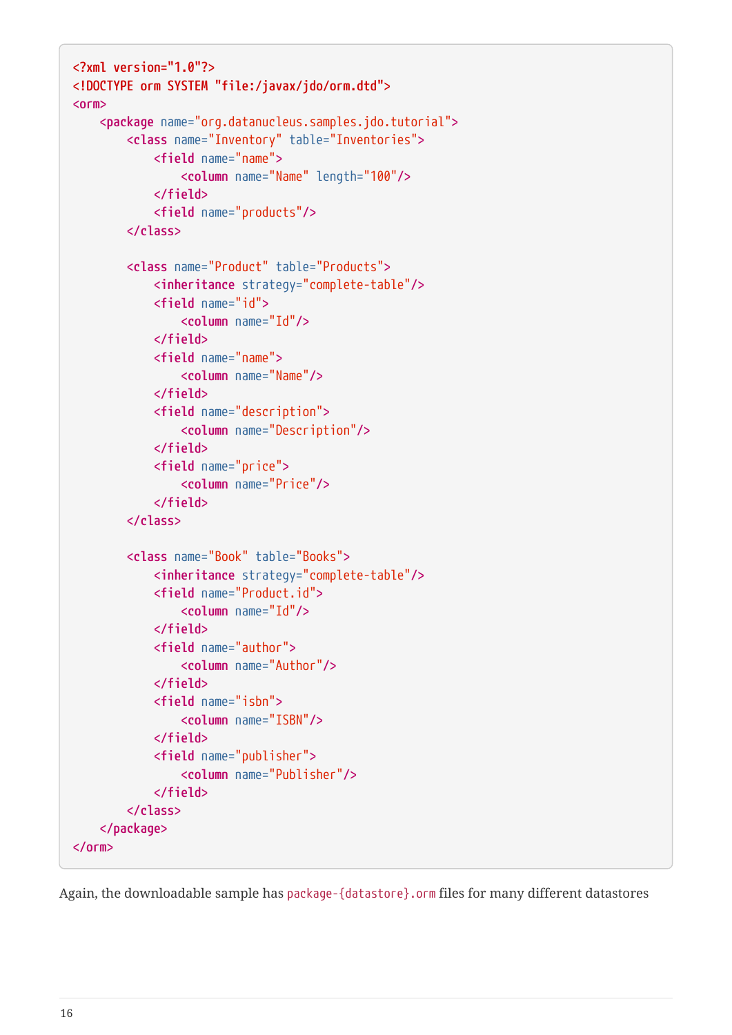```xml
<?xml version="1.0"?>
<!DOCTYPE orm SYSTEM "file:/javax/jdo/orm.dtd">
<orm>
    <package name="org.datanucleus.samples.jdo.tutorial">
        <class name="Inventory" table="Inventories">
            <field name="name">
                <column name="Name" length="100"/>
            </field>
            <field name="products"/>
        </class>

        <class name="Product" table="Products">
            <inheritance strategy="complete-table"/>
            <field name="id">
                <column name="Id"/>
            </field>
            <field name="name">
                <column name="Name"/>
            </field>
            <field name="description">
                <column name="Description"/>
            </field>
            <field name="price">
                <column name="Price"/>
            </field>
        </class>

        <class name="Book" table="Books">
            <inheritance strategy="complete-table"/>
            <field name="Product.id">
                <column name="Id"/>
            </field>
            <field name="author">
                <column name="Author"/>
            </field>
            <field name="isbn">
                <column name="ISBN"/>
            </field>
            <field name="publisher">
                <column name="Publisher"/>
            </field>
        </class>
    </package>
</orm>
```

Again, the downloadable sample has `package-{datastore}.orm` files for many different datastores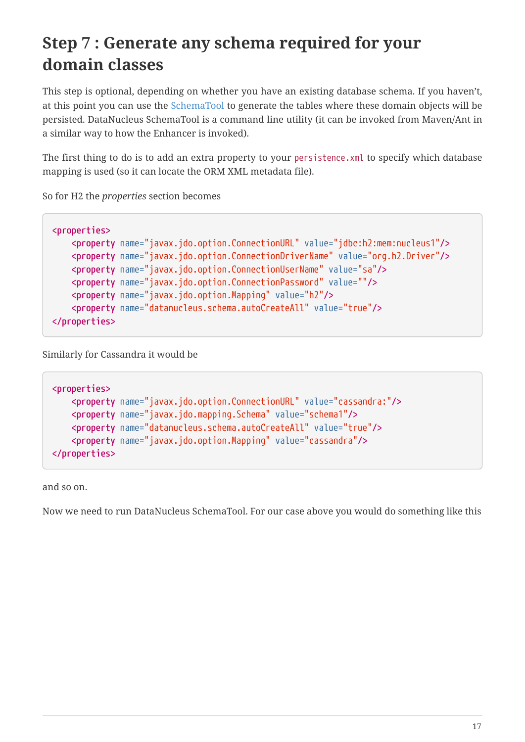# Step 7 : Generate any schema required for your domain classes

This step is optional, depending on whether you have an existing database schema. If you haven't, at this point you can use the SchemaTool to generate the tables where these domain objects will be persisted. DataNucleus SchemaTool is a command line utility (it can be invoked from Maven/Ant in a similar way to how the Enhancer is invoked).

The first thing to do is to add an extra property to your `persistence.xml` to specify which database mapping is used (so it can locate the ORM XML metadata file).

So for H2 the *properties* section becomes

```
<properties>
    <property name="javax.jdo.option.ConnectionURL" value="jdbc:h2:mem:nucleus1"/>
    <property name="javax.jdo.option.ConnectionDriverName" value="org.h2.Driver"/>
    <property name="javax.jdo.option.ConnectionUserName" value="sa"/>
    <property name="javax.jdo.option.ConnectionPassword" value=""/>
    <property name="javax.jdo.option.Mapping" value="h2"/>
    <property name="datanucleus.schema.autoCreateAll" value="true"/>
</properties>
```

Similarly for Cassandra it would be

```
<properties>
    <property name="javax.jdo.option.ConnectionURL" value="cassandra:"/>
    <property name="javax.jdo.mapping.Schema" value="schema1"/>
    <property name="datanucleus.schema.autoCreateAll" value="true"/>
    <property name="javax.jdo.option.Mapping" value="cassandra"/>
</properties>
```

and so on.

Now we need to run DataNucleus SchemaTool. For our case above you would do something like this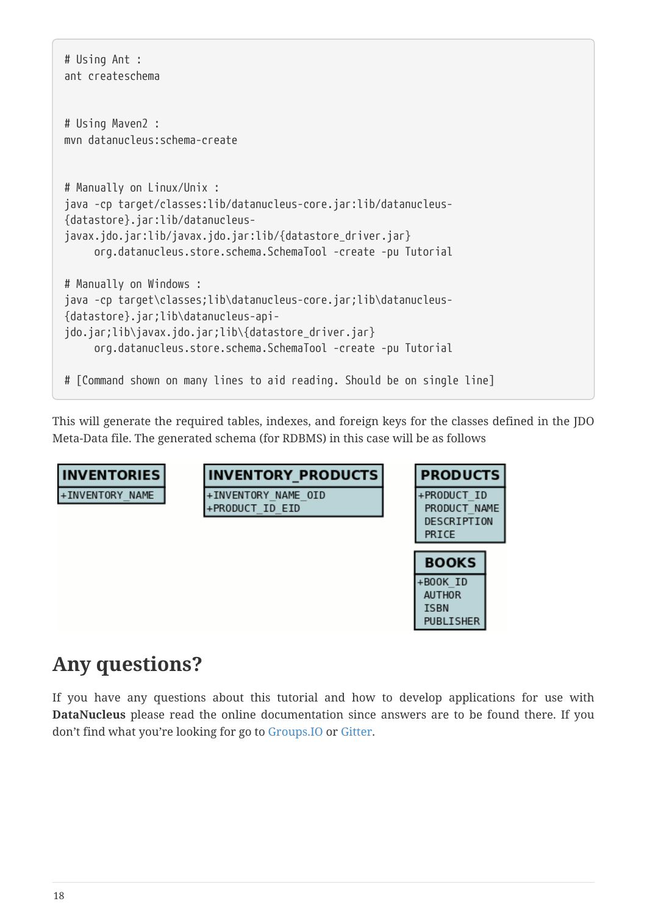```
# Using Ant :
ant createschema


# Using Maven2 :
mvn datanucleus:schema-create


# Manually on Linux/Unix :
java -cp target/classes:lib/datanucleus-core.jar:lib/datanucleus-
{datastore}.jar:lib/datanucleus-
javax.jdo.jar:lib/javax.jdo.jar:lib/{datastore_driver.jar}
     org.datanucleus.store.schema.SchemaTool -create -pu Tutorial

# Manually on Windows :
java -cp target\classes;lib\datanucleus-core.jar;lib\datanucleus-
{datastore}.jar;lib\datanucleus-api-
jdo.jar;lib\javax.jdo.jar;lib\{datastore_driver.jar}
     org.datanucleus.store.schema.SchemaTool -create -pu Tutorial

# [Command shown on many lines to aid reading. Should be on single line]
```

This will generate the required tables, indexes, and foreign keys for the classes defined in the JDO Meta-Data file. The generated schema (for RDBMS) in this case will be as follows

INVENTORIES
+INVENTORY_NAME

INVENTORY_PRODUCTS
+INVENTORY_NAME_OID
+PRODUCT_ID_EID

PRODUCTS
+PRODUCT_ID
PRODUCT_NAME
DESCRIPTION
PRICE

BOOKS
+BOOK_ID
AUTHOR
ISBN
PUBLISHER

# Any questions?

If you have any questions about this tutorial and how to develop applications for use with **DataNucleus** please read the online documentation since answers are to be found there. If you don't find what you're looking for go to Groups.IO or Gitter.